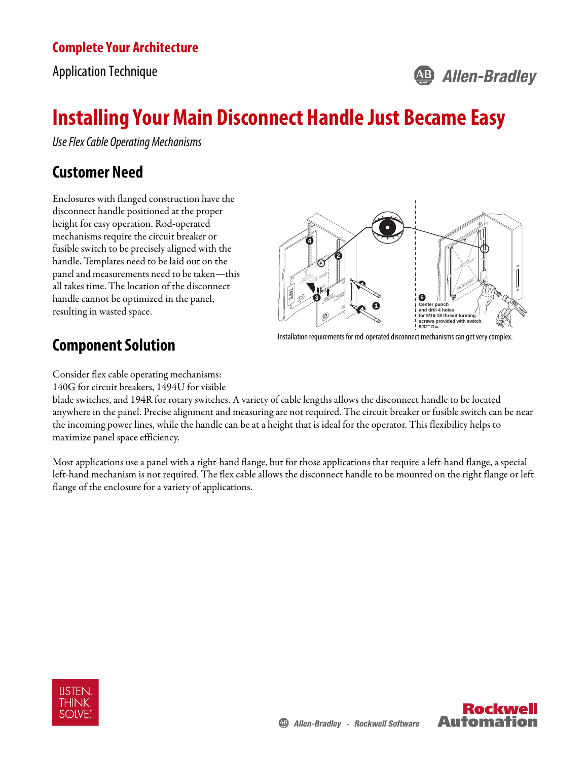Complete Your Architecture

Application Technique

# Installing Your Main Disconnect Handle Just Became Easy

*Use Flex Cable Operating Mechanisms*

## Customer Need

Enclosures with flanged construction have the disconnect handle positioned at the proper height for easy operation. Rod-operated mechanisms require the circuit breaker or fusible switch to be precisely aligned with the handle. Templates need to be laid out on the panel and measurements need to be taken—this all takes time. The location of the disconnect handle cannot be optimized in the panel, resulting in wasted space.

Installation requirements for rod-operated disconnect mechanisms can get very complex.

## Component Solution

Consider flex cable operating mechanisms: 140G for circuit breakers, 1494U for visible blade switches, and 194R for rotary switches. A variety of cable lengths allows the disconnect handle to be located anywhere in the panel. Precise alignment and measuring are not required. The circuit breaker or fusible switch can be near the incoming power lines, while the handle can be at a height that is ideal for the operator. This flexibility helps to maximize panel space efficiency.

Most applications use a panel with a right-hand flange, but for those applications that require a left-hand flange, a special left-hand mechanism is not required. The flex cable allows the disconnect handle to be mounted on the right flange or left flange of the enclosure for a variety of applications.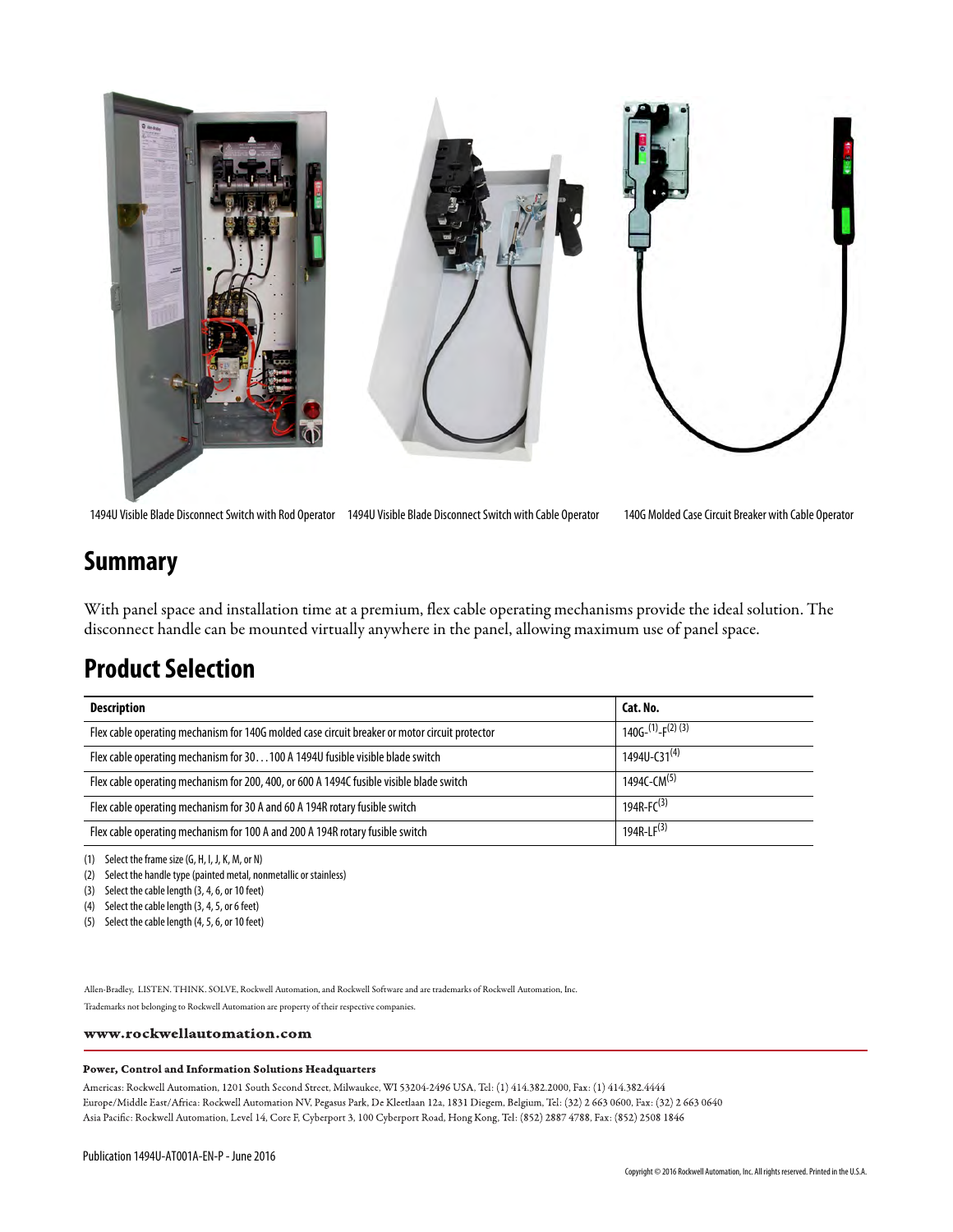1494U Visible Blade Disconnect Switch with Rod Operator

1494U Visible Blade Disconnect Switch with Cable Operator

140G Molded Case Circuit Breaker with Cable Operator

## Summary

With panel space and installation time at a premium, flex cable operating mechanisms provide the ideal solution. The disconnect handle can be mounted virtually anywhere in the panel, allowing maximum use of panel space.

## Product Selection

| Description | Cat. No. |
|---|---|
| Flex cable operating mechanism for 140G molded case circuit breaker or motor circuit protector | 140G-(1)-F(2) (3) |
| Flex cable operating mechanism for 30…100 A 1494U fusible visible blade switch | 1494U-C31(4) |
| Flex cable operating mechanism for 200, 400, or 600 A 1494C fusible visible blade switch | 1494C-CM(5) |
| Flex cable operating mechanism for 30 A and 60 A 194R rotary fusible switch | 194R-FC(3) |
| Flex cable operating mechanism for 100 A and 200 A 194R rotary fusible switch | 194R-LF(3) |

(1) Select the frame size (G, H, I, J, K, M, or N)

(2) Select the handle type (painted metal, nonmetallic or stainless)

(3) Select the cable length (3, 4, 6, or 10 feet)

(4) Select the cable length (3, 4, 5, or 6 feet)

(5) Select the cable length (4, 5, 6, or 10 feet)

Allen-Bradley, LISTEN. THINK. SOLVE, Rockwell Automation, and Rockwell Software and are trademarks of Rockwell Automation, Inc.

Trademarks not belonging to Rockwell Automation are property of their respective companies.

**www.rockwellautomation.com**

**Power, Control and Information Solutions Headquarters**

Americas: Rockwell Automation, 1201 South Second Street, Milwaukee, WI 53204-2496 USA, Tel: (1) 414.382.2000, Fax: (1) 414.382.4444
Europe/Middle East/Africa: Rockwell Automation NV, Pegasus Park, De Kleetlaan 12a, 1831 Diegem, Belgium, Tel: (32) 2 663 0600, Fax: (32) 2 663 0640
Asia Pacific: Rockwell Automation, Level 14, Core F, Cyberport 3, 100 Cyberport Road, Hong Kong, Tel: (852) 2887 4788, Fax: (852) 2508 1846

Publication 1494U-AT001A-EN-P - June 2016

Copyright © 2016 Rockwell Automation, Inc. All rights reserved. Printed in the U.S.A.